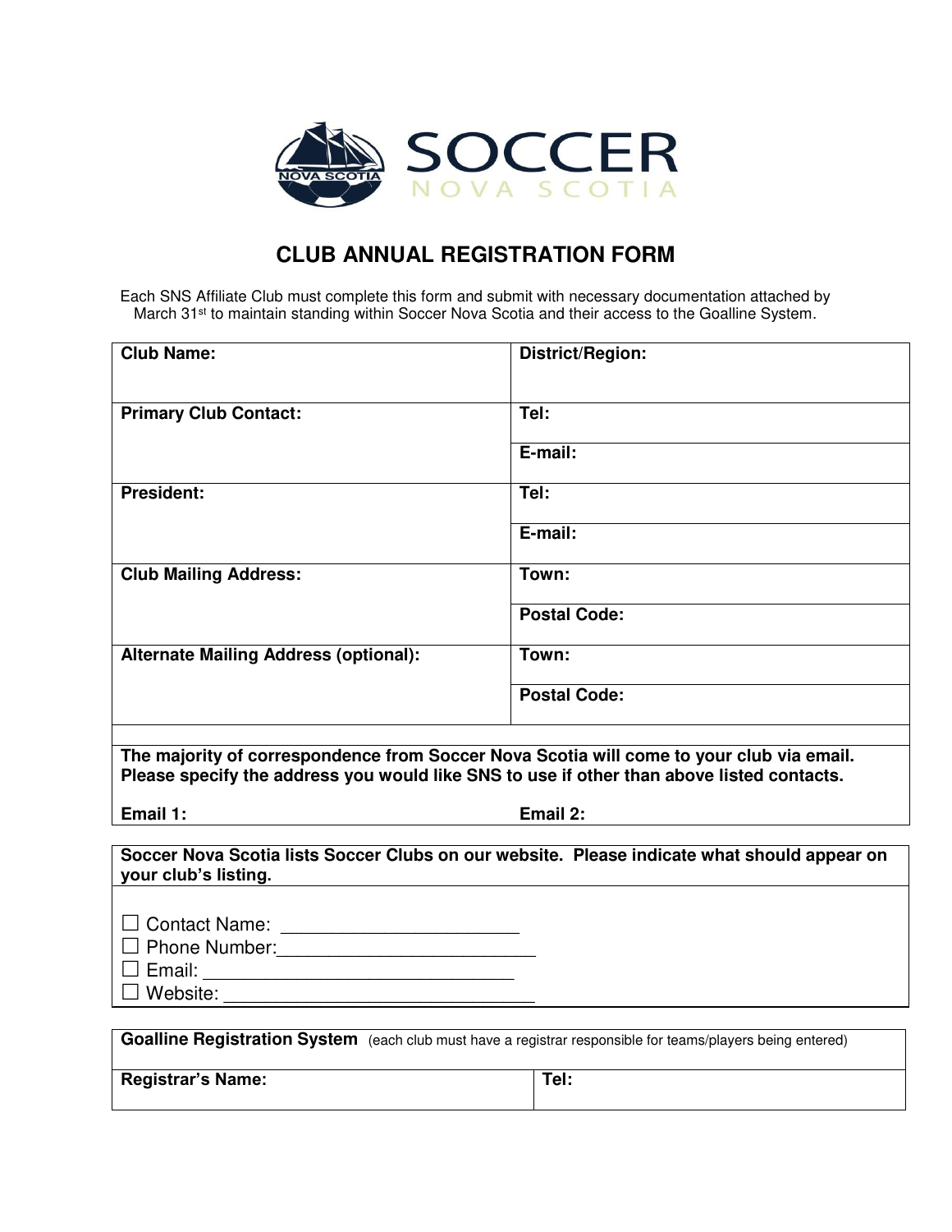# CLUB ANNUAL REGISTRATION FORM

Each SNS Affiliate Club must complete this form and submit with necessary documentation attached by March 31st to maintain standing within Soccer Nova Scotia and their access to the Goalline System.

| **Club Name:** | **District/Region:** |
|---|---|
| **Primary Club Contact:** | **Tel:** |
| | **E-mail:** |
| **President:** | **Tel:** |
| | **E-mail:** |
| **Club Mailing Address:** | **Town:** |
| | **Postal Code:** |
| **Alternate Mailing Address (optional):** | **Town:** |
| | **Postal Code:** |

**The majority of correspondence from Soccer Nova Scotia will come to your club via email. Please specify the address you would like SNS to use if other than above listed contacts.**

**Email 1:** **Email 2:**

**Soccer Nova Scotia lists Soccer Clubs on our website. Please indicate what should appear on your club's listing.**

☐ Contact Name: ______________________
☐ Phone Number:________________________
☐ Email: _____________________________
☐ Website: ____________________________

| **Goalline Registration System** (each club must have a registrar responsible for teams/players being entered) | |
|---|---|
| **Registrar's Name:** | **Tel:** |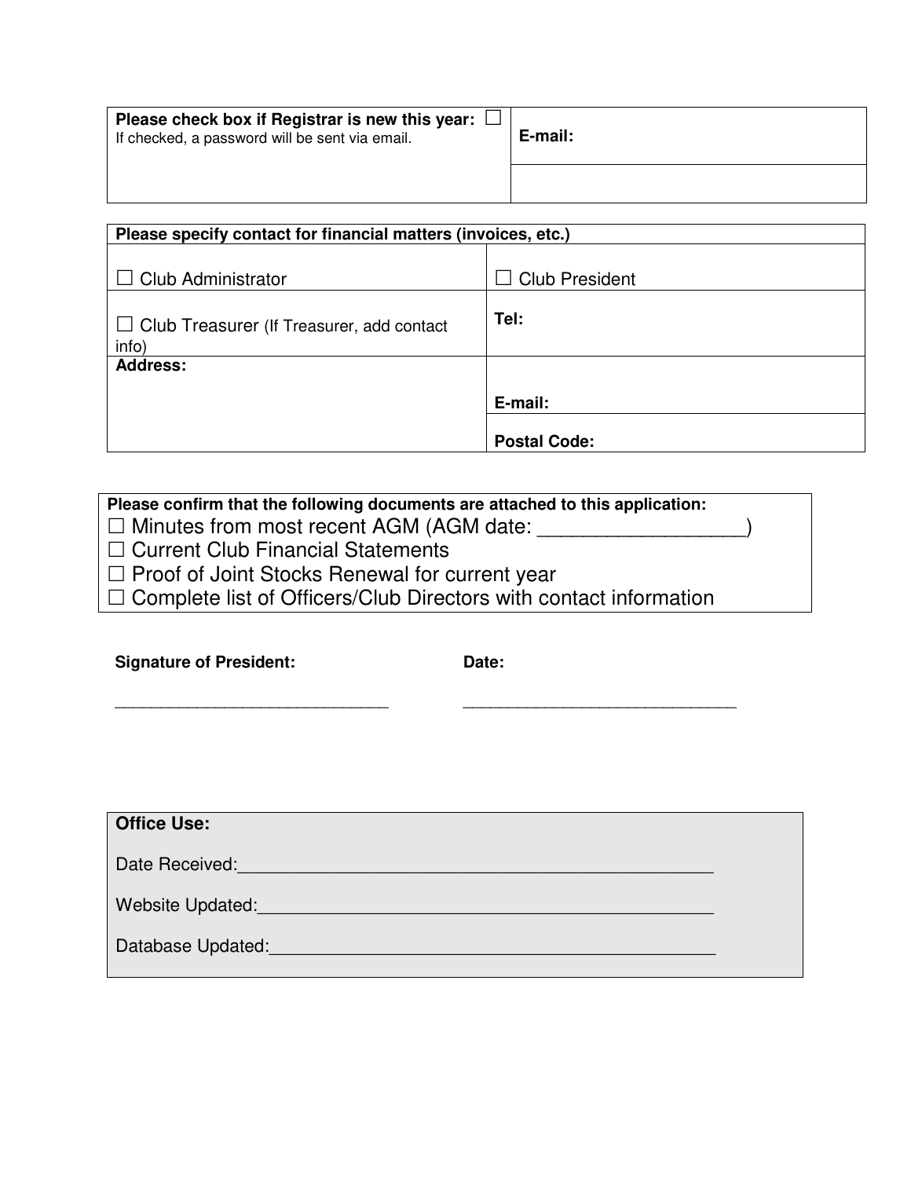| | |
|---|---|
| **Please check box if Registrar is new this year:** ☐<br>If checked, a password will be sent via email. | **E-mail:** |
| | |

| **Please specify contact for financial matters (invoices, etc.)** | |
|---|---|
| ☐ Club Administrator | ☐ Club President |
| ☐ Club Treasurer (If Treasurer, add contact info) | **Tel:** |
| **Address:** | **E-mail:** |
| | **Postal Code:** |

**Please confirm that the following documents are attached to this application:**

☐ Minutes from most recent AGM (AGM date: ___________________)
☐ Current Club Financial Statements
☐ Proof of Joint Stocks Renewal for current year
☐ Complete list of Officers/Club Directors with contact information

**Signature of President:** ____________________________ **Date:** ____________________________

**Office Use:**

Date Received:_________________________________________________

Website Updated:_______________________________________________

Database Updated:______________________________________________